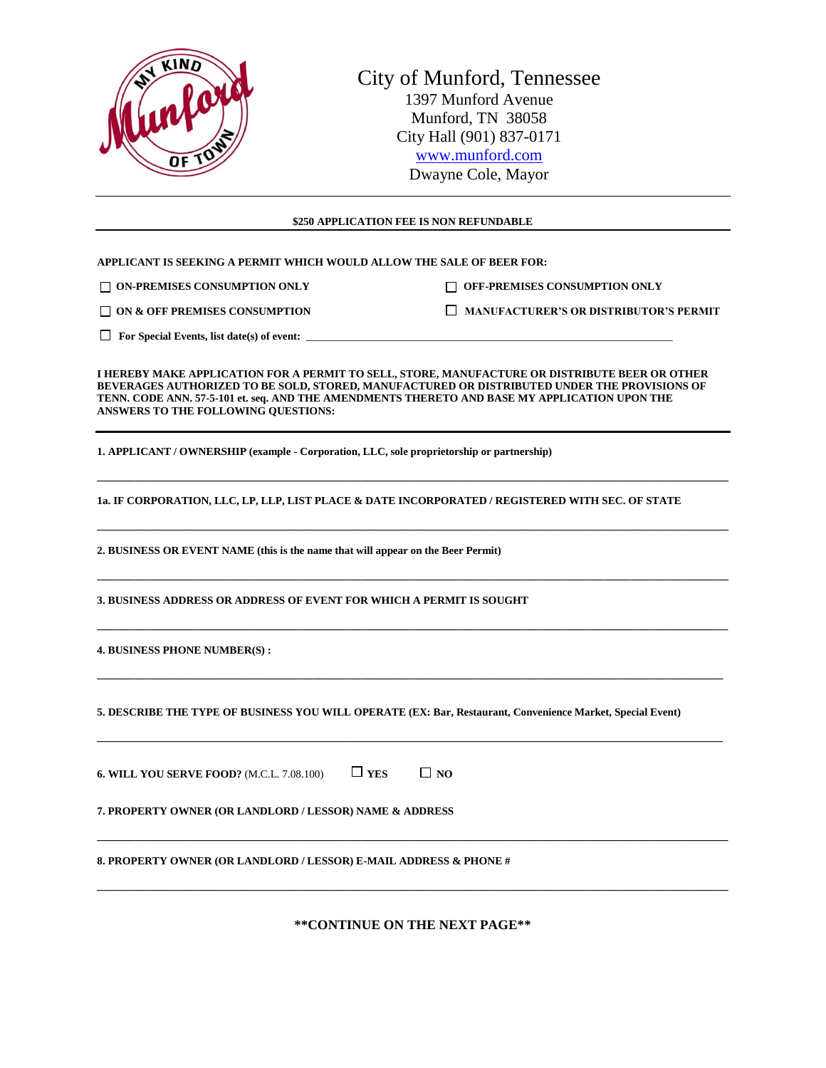# City of Munford, Tennessee

1397 Munford Avenue
Munford, TN 38058
City Hall (901) 837-0171
www.munford.com
Dwayne Cole, Mayor

---

**$250 APPLICATION FEE IS NON REFUNDABLE**

---

**APPLICANT IS SEEKING A PERMIT WHICH WOULD ALLOW THE SALE OF BEER FOR:**

☐ **ON-PREMISES CONSUMPTION ONLY**

☐ **OFF-PREMISES CONSUMPTION ONLY**

☐ **ON & OFF PREMISES CONSUMPTION**

☐ **MANUFACTURER'S OR DISTRIBUTOR'S PERMIT**

☐ **For Special Events, list date(s) of event:** ______________________________________________

**I HEREBY MAKE APPLICATION FOR A PERMIT TO SELL, STORE, MANUFACTURE OR DISTRIBUTE BEER OR OTHER BEVERAGES AUTHORIZED TO BE SOLD, STORED, MANUFACTURED OR DISTRIBUTED UNDER THE PROVISIONS OF TENN. CODE ANN. 57-5-101 et. seq. AND THE AMENDMENTS THERETO AND BASE MY APPLICATION UPON THE ANSWERS TO THE FOLLOWING QUESTIONS:**

---

**1. APPLICANT / OWNERSHIP (example - Corporation, LLC, sole proprietorship or partnership)**

______________________________________________________________________________

**1a. IF CORPORATION, LLC, LP, LLP, LIST PLACE & DATE INCORPORATED / REGISTERED WITH SEC. OF STATE**

______________________________________________________________________________

**2. BUSINESS OR EVENT NAME (this is the name that will appear on the Beer Permit)**

______________________________________________________________________________

**3. BUSINESS ADDRESS OR ADDRESS OF EVENT FOR WHICH A PERMIT IS SOUGHT**

______________________________________________________________________________

**4. BUSINESS PHONE NUMBER(S) :**

______________________________________________________________________________

**5. DESCRIBE THE TYPE OF BUSINESS YOU WILL OPERATE (EX: Bar, Restaurant, Convenience Market, Special Event)**

______________________________________________________________________________

**6. WILL YOU SERVE FOOD?** (M.C.L. 7.08.100) ☐ **YES** ☐ **NO**

**7. PROPERTY OWNER (OR LANDLORD / LESSOR) NAME & ADDRESS**

______________________________________________________________________________

**8. PROPERTY OWNER (OR LANDLORD / LESSOR) E-MAIL ADDRESS & PHONE #**

______________________________________________________________________________

**\*\*CONTINUE ON THE NEXT PAGE\*\***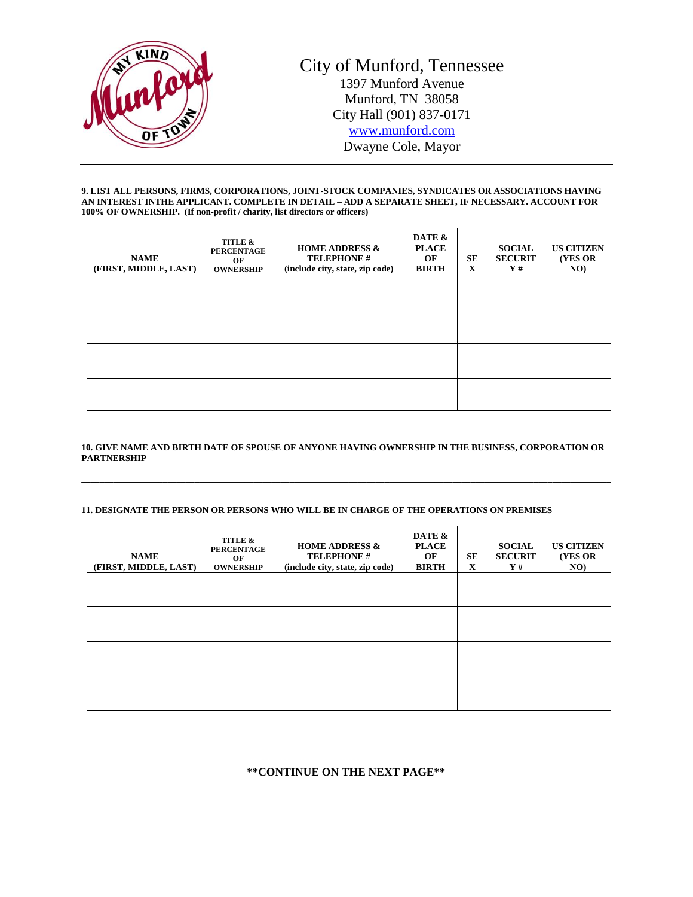# City of Munford, Tennessee

1397 Munford Avenue
Munford, TN 38058
City Hall (901) 837-0171
www.munford.com
Dwayne Cole, Mayor

---

**9. LIST ALL PERSONS, FIRMS, CORPORATIONS, JOINT-STOCK COMPANIES, SYNDICATES OR ASSOCIATIONS HAVING AN INTEREST INTHE APPLICANT. COMPLETE IN DETAIL – ADD A SEPARATE SHEET, IF NECESSARY. ACCOUNT FOR 100% OF OWNERSHIP. (If non-profit / charity, list directors or officers)**

| NAME (FIRST, MIDDLE, LAST) | TITLE & PERCENTAGE OF OWNERSHIP | HOME ADDRESS & TELEPHONE # (include city, state, zip code) | DATE & PLACE OF BIRTH | SEX | SOCIAL SECURITY # | US CITIZEN (YES OR NO) |
|---|---|---|---|---|---|---|
| | | | | | | |
| | | | | | | |
| | | | | | | |
| | | | | | | |

**10. GIVE NAME AND BIRTH DATE OF SPOUSE OF ANYONE HAVING OWNERSHIP IN THE BUSINESS, CORPORATION OR PARTNERSHIP**

___________________________________________________________________________________________

**11. DESIGNATE THE PERSON OR PERSONS WHO WILL BE IN CHARGE OF THE OPERATIONS ON PREMISES**

| NAME (FIRST, MIDDLE, LAST) | TITLE & PERCENTAGE OF OWNERSHIP | HOME ADDRESS & TELEPHONE # (include city, state, zip code) | DATE & PLACE OF BIRTH | SEX | SOCIAL SECURITY # | US CITIZEN (YES OR NO) |
|---|---|---|---|---|---|---|
| | | | | | | |
| | | | | | | |
| | | | | | | |
| | | | | | | |

**\*\*CONTINUE ON THE NEXT PAGE\*\***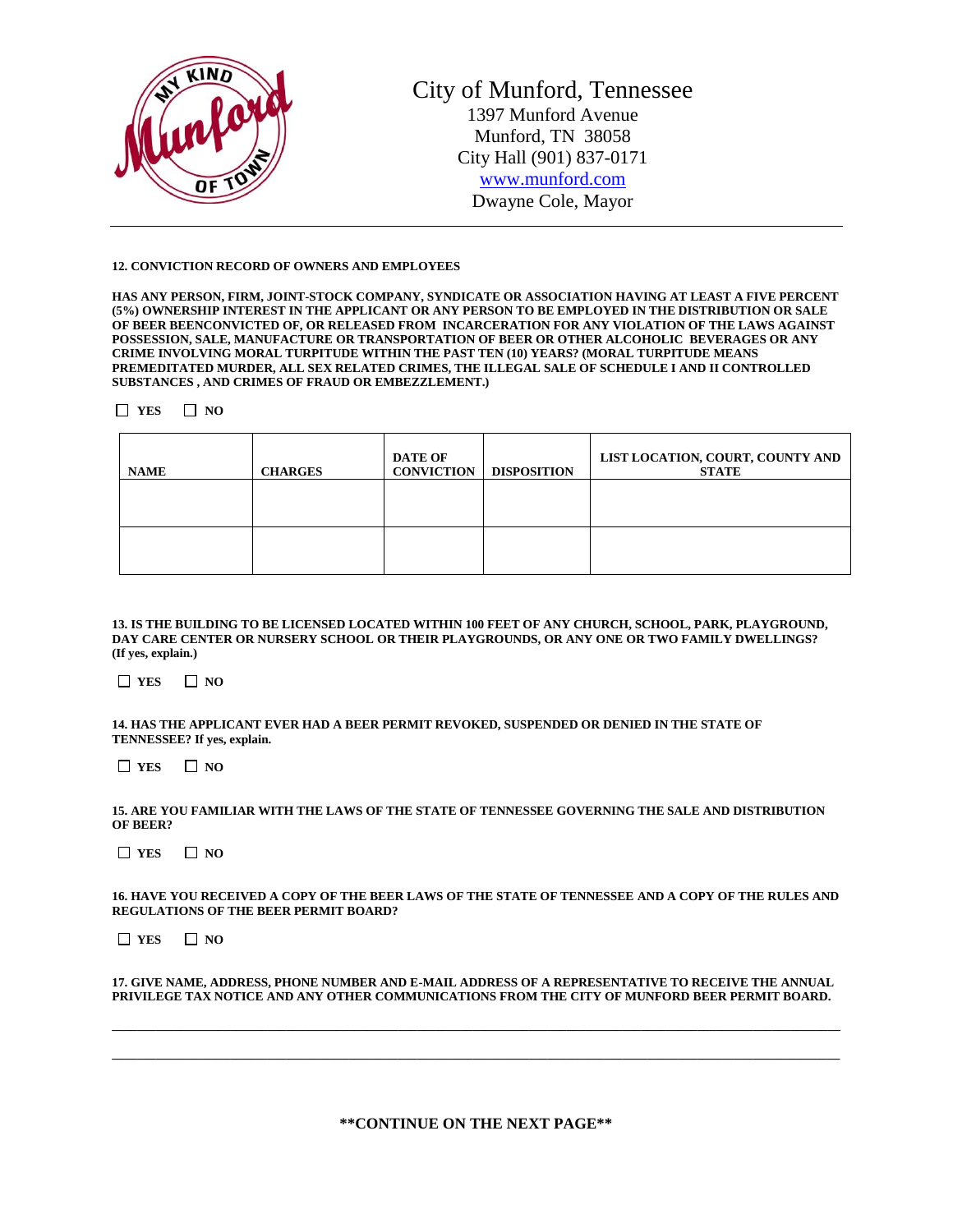# City of Munford, Tennessee

1397 Munford Avenue
Munford, TN 38058
City Hall (901) 837-0171
www.munford.com
Dwayne Cole, Mayor

---

**12. CONVICTION RECORD OF OWNERS AND EMPLOYEES**

**HAS ANY PERSON, FIRM, JOINT-STOCK COMPANY, SYNDICATE OR ASSOCIATION HAVING AT LEAST A FIVE PERCENT (5%) OWNERSHIP INTEREST IN THE APPLICANT OR ANY PERSON TO BE EMPLOYED IN THE DISTRIBUTION OR SALE OF BEER BEENCONVICTED OF, OR RELEASED FROM INCARCERATION FOR ANY VIOLATION OF THE LAWS AGAINST POSSESSION, SALE, MANUFACTURE OR TRANSPORTATION OF BEER OR OTHER ALCOHOLIC BEVERAGES OR ANY CRIME INVOLVING MORAL TURPITUDE WITHIN THE PAST TEN (10) YEARS? (MORAL TURPITUDE MEANS PREMEDITATED MURDER, ALL SEX RELATED CRIMES, THE ILLEGAL SALE OF SCHEDULE I AND II CONTROLLED SUBSTANCES , AND CRIMES OF FRAUD OR EMBEZZLEMENT.)**

☐ **YES** ☐ **NO**

| NAME | CHARGES | DATE OF CONVICTION | DISPOSITION | LIST LOCATION, COURT, COUNTY AND STATE |
|---|---|---|---|---|
| | | | | |
| | | | | |

**13. IS THE BUILDING TO BE LICENSED LOCATED WITHIN 100 FEET OF ANY CHURCH, SCHOOL, PARK, PLAYGROUND, DAY CARE CENTER OR NURSERY SCHOOL OR THEIR PLAYGROUNDS, OR ANY ONE OR TWO FAMILY DWELLINGS? (If yes, explain.)**

☐ **YES** ☐ **NO**

**14. HAS THE APPLICANT EVER HAD A BEER PERMIT REVOKED, SUSPENDED OR DENIED IN THE STATE OF TENNESSEE? If yes, explain.**

☐ **YES** ☐ **NO**

**15. ARE YOU FAMILIAR WITH THE LAWS OF THE STATE OF TENNESSEE GOVERNING THE SALE AND DISTRIBUTION OF BEER?**

☐ **YES** ☐ **NO**

**16. HAVE YOU RECEIVED A COPY OF THE BEER LAWS OF THE STATE OF TENNESSEE AND A COPY OF THE RULES AND REGULATIONS OF THE BEER PERMIT BOARD?**

☐ **YES** ☐ **NO**

**17. GIVE NAME, ADDRESS, PHONE NUMBER AND E-MAIL ADDRESS OF A REPRESENTATIVE TO RECEIVE THE ANNUAL PRIVILEGE TAX NOTICE AND ANY OTHER COMMUNICATIONS FROM THE CITY OF MUNFORD BEER PERMIT BOARD.**

______________________________________________________________________________

______________________________________________________________________________

**\*\*CONTINUE ON THE NEXT PAGE\*\***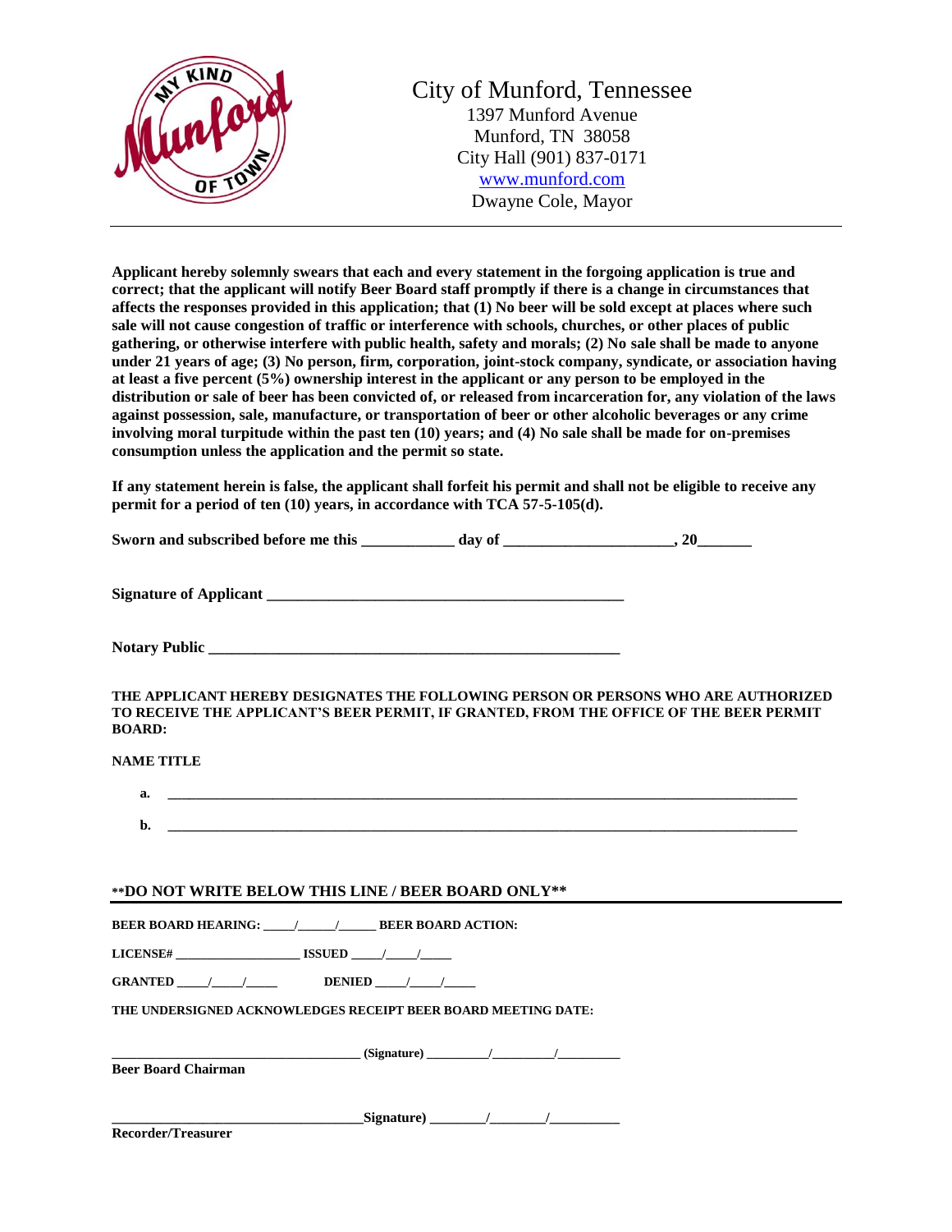City of Munford, Tennessee
1397 Munford Avenue
Munford, TN 38058
City Hall (901) 837-0171
www.munford.com
Dwayne Cole, Mayor

---

**Applicant hereby solemnly swears that each and every statement in the forgoing application is true and correct; that the applicant will notify Beer Board staff promptly if there is a change in circumstances that affects the responses provided in this application; that (1) No beer will be sold except at places where such sale will not cause congestion of traffic or interference with schools, churches, or other places of public gathering, or otherwise interfere with public health, safety and morals; (2) No sale shall be made to anyone under 21 years of age; (3) No person, firm, corporation, joint-stock company, syndicate, or association having at least a five percent (5%) ownership interest in the applicant or any person to be employed in the distribution or sale of beer has been convicted of, or released from incarceration for, any violation of the laws against possession, sale, manufacture, or transportation of beer or other alcoholic beverages or any crime involving moral turpitude within the past ten (10) years; and (4) No sale shall be made for on-premises consumption unless the application and the permit so state.**

**If any statement herein is false, the applicant shall forfeit his permit and shall not be eligible to receive any permit for a period of ten (10) years, in accordance with TCA 57-5-105(d).**

**Sworn and subscribed before me this ____________ day of ______________________, 20_______**

**Signature of Applicant ________________________________________________**

**Notary Public _______________________________________________________**

**THE APPLICANT HEREBY DESIGNATES THE FOLLOWING PERSON OR PERSONS WHO ARE AUTHORIZED TO RECEIVE THE APPLICANT'S BEER PERMIT, IF GRANTED, FROM THE OFFICE OF THE BEER PERMIT BOARD:**

**NAME TITLE**

**a.** ________________________________________________________________________________________

**b.** ________________________________________________________________________________________

---

**\*\*DO NOT WRITE BELOW THIS LINE / BEER BOARD ONLY\*\***

**BEER BOARD HEARING: _____/______/______ BEER BOARD ACTION:**

**LICENSE# ___________________ ISSUED _____/_____/_____**

**GRANTED _____/_____/_____ DENIED _____/_____/_____**

**THE UNDERSIGNED ACKNOWLEDGES RECEIPT BEER BOARD MEETING DATE:**

**____________________________________ (Signature) _________/_________/_________**
**Beer Board Chairman**

**____________________________________Signature) ________/________/__________**
**Recorder/Treasurer**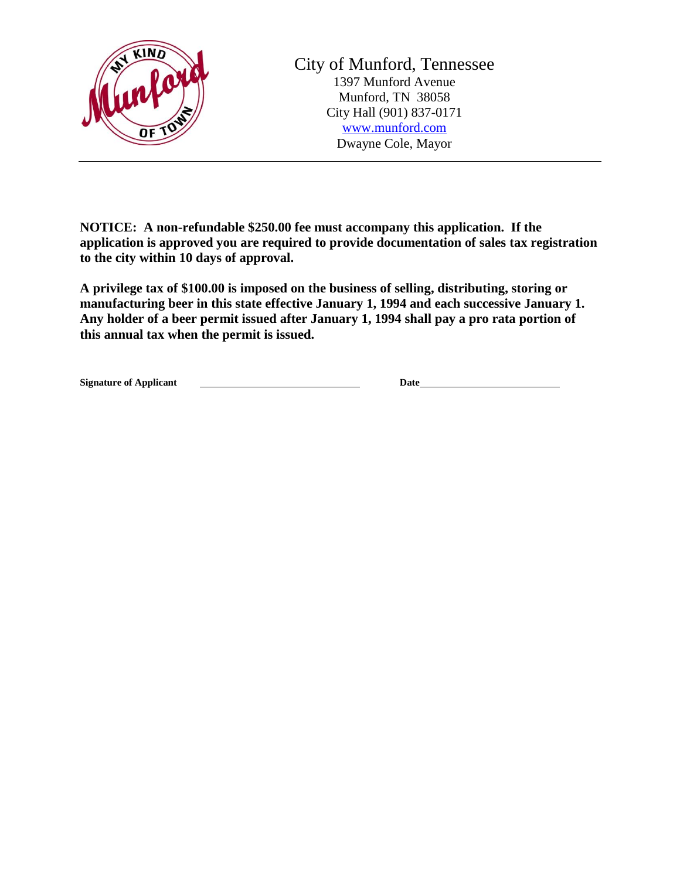City of Munford, Tennessee
1397 Munford Avenue
Munford, TN 38058
City Hall (901) 837-0171
www.munford.com
Dwayne Cole, Mayor

---

**NOTICE: A non-refundable $250.00 fee must accompany this application. If the application is approved you are required to provide documentation of sales tax registration to the city within 10 days of approval.**

**A privilege tax of $100.00 is imposed on the business of selling, distributing, storing or manufacturing beer in this state effective January 1, 1994 and each successive January 1. Any holder of a beer permit issued after January 1, 1994 shall pay a pro rata portion of this annual tax when the permit is issued.**

**Signature of Applicant** ______________________________ **Date**___________________________